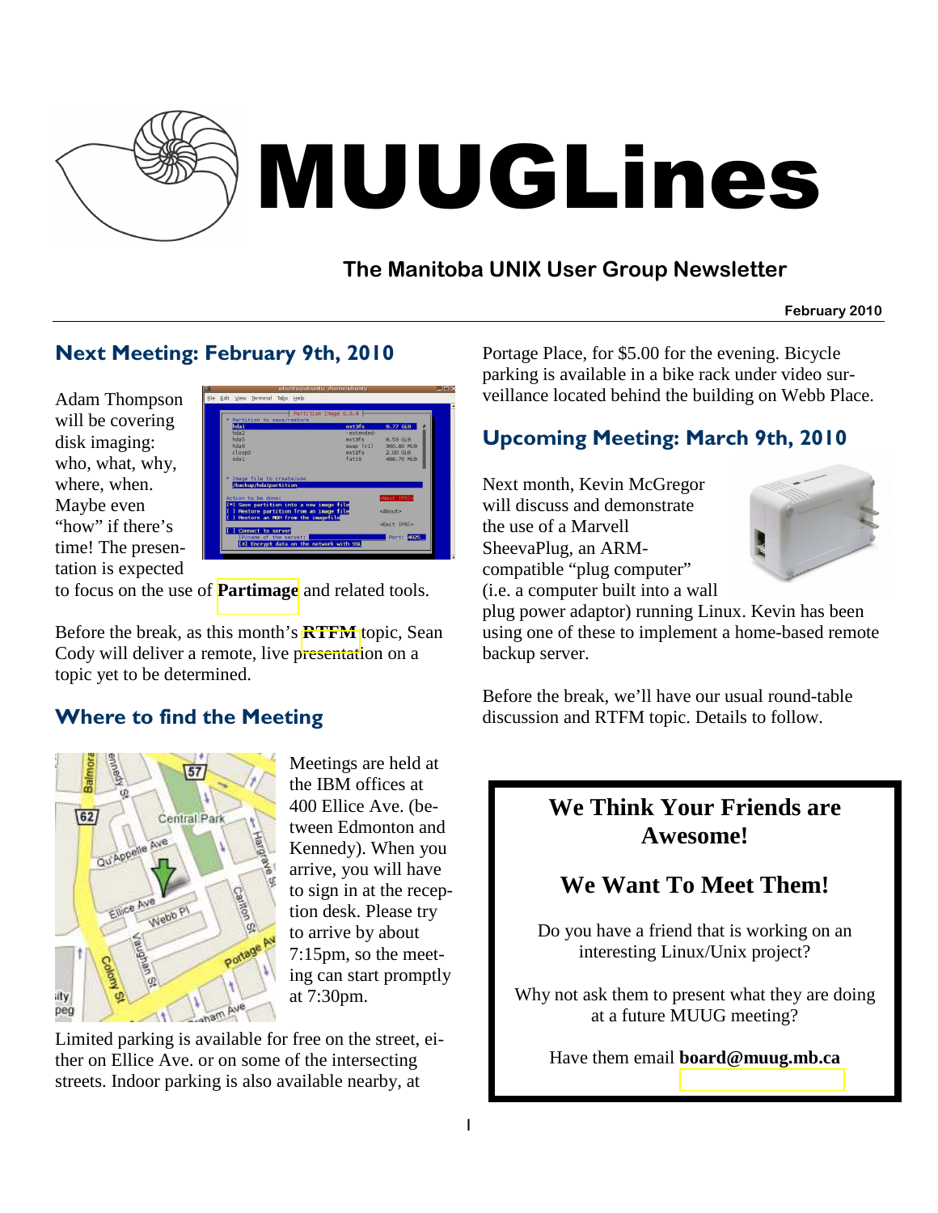# MUUGLines

## The Manitoba UNIX User Group Newsletter

February 2010

## Next Meeting: February 9th, 2010

Adam Thompson will be covering disk imaging: who, what, why, where, when. Maybe even "how" if there's time! The presentation is expected to focus on the use of **Partimage** and related tools.

Before the break, as this month's **RTFM** topic, Sean Cody will deliver a remote, live presentation on a topic yet to be determined.

## Where to find the Meeting

Meetings are held at the IBM offices at 400 Ellice Ave. (between Edmonton and Kennedy). When you arrive, you will have to sign in at the reception desk. Please try to arrive by about 7:15pm, so the meeting can start promptly at 7:30pm.

Limited parking is available for free on the street, either on Ellice Ave. or on some of the intersecting streets. Indoor parking is also available nearby, at Portage Place, for $5.00 for the evening. Bicycle parking is available in a bike rack under video surveillance located behind the building on Webb Place.

## Upcoming Meeting: March 9th, 2010

Next month, Kevin McGregor will discuss and demonstrate the use of a Marvell SheevaPlug, an ARM-compatible "plug computer" (i.e. a computer built into a wall plug power adaptor) running Linux. Kevin has been using one of these to implement a home-based remote backup server.

Before the break, we'll have our usual round-table discussion and RTFM topic. Details to follow.

---

**We Think Your Friends are Awesome!**

**We Want To Meet Them!**

Do you have a friend that is working on an interesting Linux/Unix project?

Why not ask them to present what they are doing at a future MUUG meeting?

Have them email **board@muug.mb.ca**

---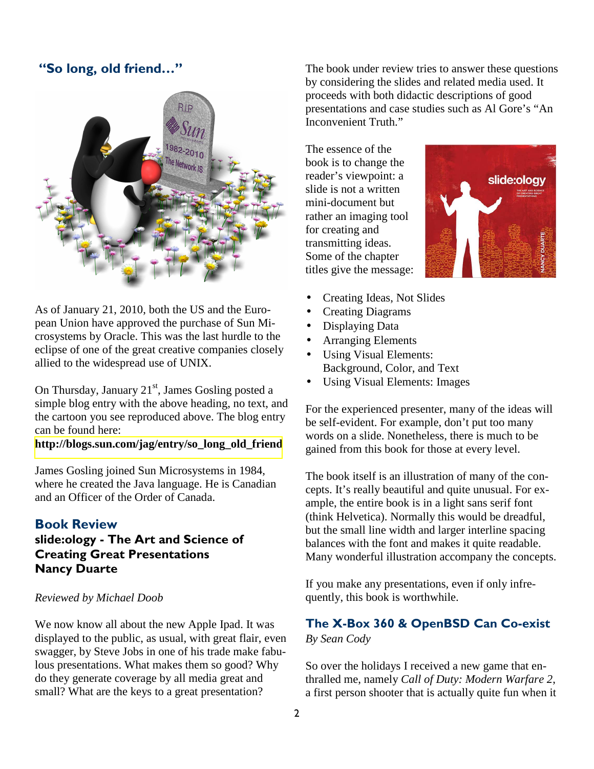## "So long, old friend..."

As of January 21, 2010, both the US and the European Union have approved the purchase of Sun Microsystems by Oracle. This was the last hurdle to the eclipse of one of the great creative companies closely allied to the widespread use of UNIX.

On Thursday, January 21st, James Gosling posted a simple blog entry with the above heading, no text, and the cartoon you see reproduced above. The blog entry can be found here:
**http://blogs.sun.com/jag/entry/so_long_old_friend**

James Gosling joined Sun Microsystems in 1984, where he created the Java language. He is Canadian and an Officer of the Order of Canada.

## Book Review

### slide:ology - The Art and Science of Creating Great Presentations
### Nancy Duarte

*Reviewed by Michael Doob*

We now know all about the new Apple Ipad. It was displayed to the public, as usual, with great flair, even swagger, by Steve Jobs in one of his trade make fabulous presentations. What makes them so good? Why do they generate coverage by all media great and small? What are the keys to a great presentation?

The book under review tries to answer these questions by considering the slides and related media used. It proceeds with both didactic descriptions of good presentations and case studies such as Al Gore's "An Inconvenient Truth."

The essence of the book is to change the reader's viewpoint: a slide is not a written mini-document but rather an imaging tool for creating and transmitting ideas. Some of the chapter titles give the message:

- Creating Ideas, Not Slides
- Creating Diagrams
- Displaying Data
- Arranging Elements
- Using Visual Elements: Background, Color, and Text
- Using Visual Elements: Images

For the experienced presenter, many of the ideas will be self-evident. For example, don't put too many words on a slide. Nonetheless, there is much to be gained from this book for those at every level.

The book itself is an illustration of many of the concepts. It's really beautiful and quite unusual. For example, the entire book is in a light sans serif font (think Helvetica). Normally this would be dreadful, but the small line width and larger interline spacing balances with the font and makes it quite readable. Many wonderful illustration accompany the concepts.

If you make any presentations, even if only infrequently, this book is worthwhile.

## The X-Box 360 & OpenBSD Can Co-exist

*By Sean Cody*

So over the holidays I received a new game that enthralled me, namely *Call of Duty: Modern Warfare 2*, a first person shooter that is actually quite fun when it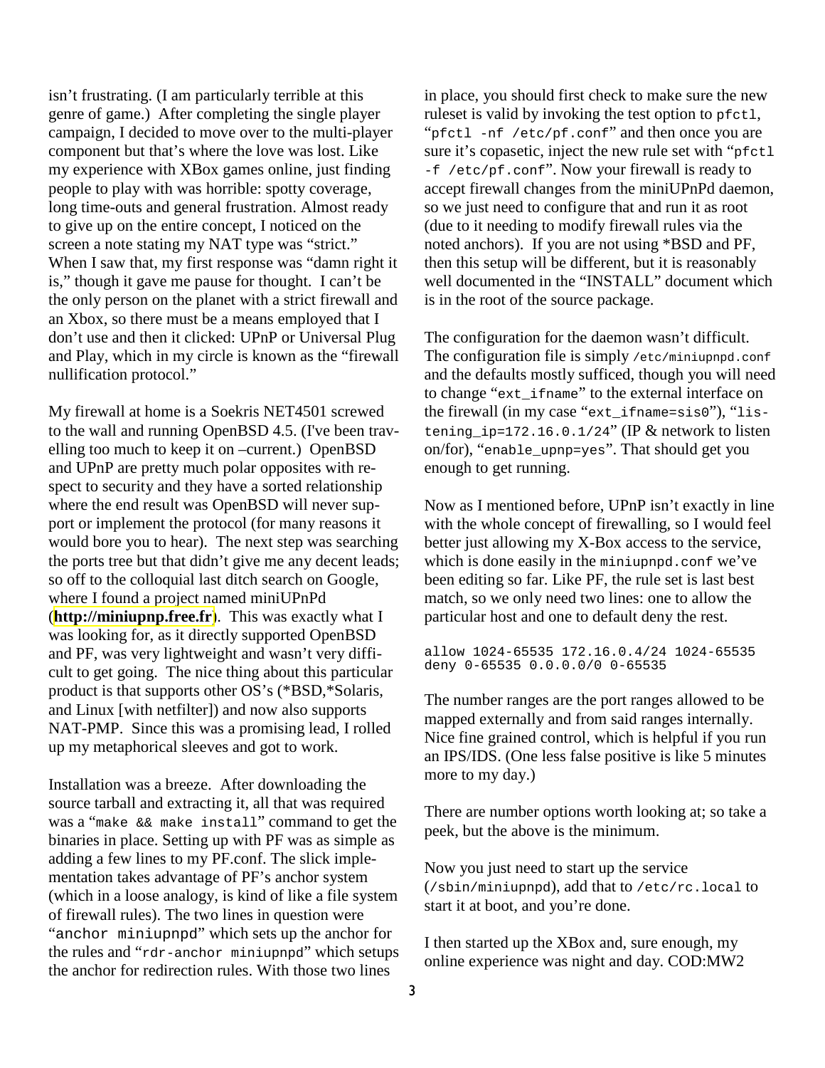isn't frustrating. (I am particularly terrible at this genre of game.) After completing the single player campaign, I decided to move over to the multi-player component but that's where the love was lost. Like my experience with XBox games online, just finding people to play with was horrible: spotty coverage, long time-outs and general frustration. Almost ready to give up on the entire concept, I noticed on the screen a note stating my NAT type was "strict." When I saw that, my first response was "damn right it is," though it gave me pause for thought. I can't be the only person on the planet with a strict firewall and an Xbox, so there must be a means employed that I don't use and then it clicked: UPnP or Universal Plug and Play, which in my circle is known as the "firewall nullification protocol."

My firewall at home is a Soekris NET4501 screwed to the wall and running OpenBSD 4.5. (I've been travelling too much to keep it on –current.) OpenBSD and UPnP are pretty much polar opposites with respect to security and they have a sorted relationship where the end result was OpenBSD will never support or implement the protocol (for many reasons it would bore you to hear). The next step was searching the ports tree but that didn't give me any decent leads; so off to the colloquial last ditch search on Google, where I found a project named miniUPnPd (**http://miniupnp.free.fr**). This was exactly what I was looking for, as it directly supported OpenBSD and PF, was very lightweight and wasn't very difficult to get going. The nice thing about this particular product is that supports other OS's (*BSD,*Solaris, and Linux [with netfilter]) and now also supports NAT-PMP. Since this was a promising lead, I rolled up my metaphorical sleeves and got to work.

Installation was a breeze. After downloading the source tarball and extracting it, all that was required was a "`make && make install`" command to get the binaries in place. Setting up with PF was as simple as adding a few lines to my PF.conf. The slick implementation takes advantage of PF's anchor system (which in a loose analogy, is kind of like a file system of firewall rules). The two lines in question were "`anchor miniupnpd`" which sets up the anchor for the rules and "`rdr-anchor miniupnpd`" which setups the anchor for redirection rules. With those two lines in place, you should first check to make sure the new ruleset is valid by invoking the test option to `pfctl`, "`pfctl -nf /etc/pf.conf`" and then once you are sure it's copasetic, inject the new rule set with "`pfctl -f /etc/pf.conf`". Now your firewall is ready to accept firewall changes from the miniUPnPd daemon, so we just need to configure that and run it as root (due to it needing to modify firewall rules via the noted anchors). If you are not using *BSD and PF, then this setup will be different, but it is reasonably well documented in the "INSTALL" document which is in the root of the source package.

The configuration for the daemon wasn't difficult. The configuration file is simply `/etc/miniupnpd.conf` and the defaults mostly sufficed, though you will need to change "`ext_ifname`" to the external interface on the firewall (in my case "`ext_ifname=sis0`"), "`listening_ip=172.16.0.1/24`" (IP & network to listen on/for), "`enable_upnp=yes`". That should get you enough to get running.

Now as I mentioned before, UPnP isn't exactly in line with the whole concept of firewalling, so I would feel better just allowing my X-Box access to the service, which is done easily in the `miniupnpd.conf` we've been editing so far. Like PF, the rule set is last best match, so we only need two lines: one to allow the particular host and one to default deny the rest.

```
allow 1024-65535 172.16.0.4/24 1024-65535
deny 0-65535 0.0.0.0/0 0-65535
```

The number ranges are the port ranges allowed to be mapped externally and from said ranges internally. Nice fine grained control, which is helpful if you run an IPS/IDS. (One less false positive is like 5 minutes more to my day.)

There are number options worth looking at; so take a peek, but the above is the minimum.

Now you just need to start up the service (`/sbin/miniupnpd`), add that to `/etc/rc.local` to start it at boot, and you're done.

I then started up the XBox and, sure enough, my online experience was night and day. COD:MW2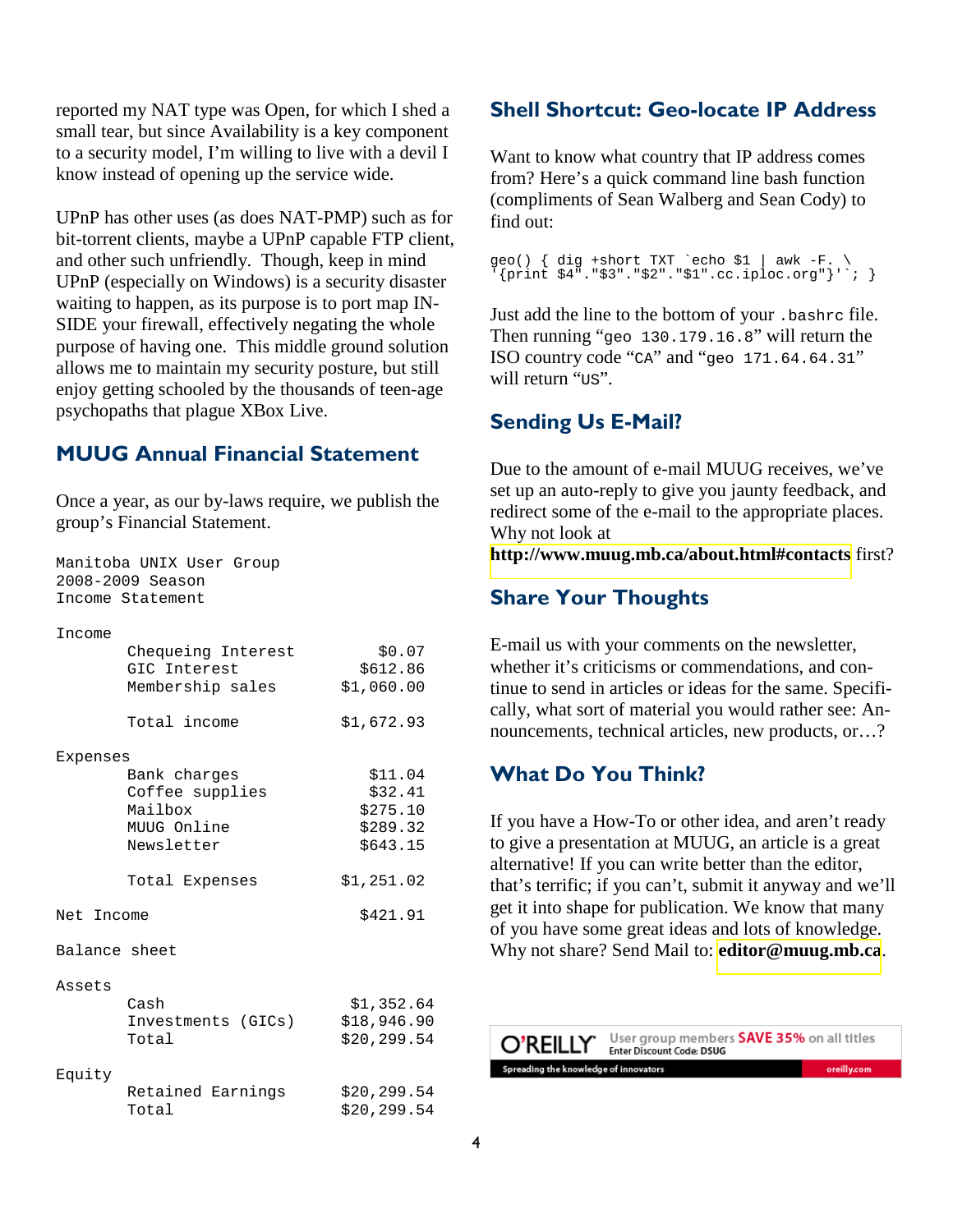reported my NAT type was Open, for which I shed a small tear, but since Availability is a key component to a security model, I'm willing to live with a devil I know instead of opening up the service wide.

UPnP has other uses (as does NAT-PMP) such as for bit-torrent clients, maybe a UPnP capable FTP client, and other such unfriendly. Though, keep in mind UPnP (especially on Windows) is a security disaster waiting to happen, as its purpose is to port map INSIDE your firewall, effectively negating the whole purpose of having one. This middle ground solution allows me to maintain my security posture, but still enjoy getting schooled by the thousands of teen-age psychopaths that plague XBox Live.

## MUUG Annual Financial Statement

Once a year, as our by-laws require, we publish the group's Financial Statement.

```
Manitoba UNIX User Group
2008-2009 Season
Income Statement

Income
        Chequeing Interest           $0.07
        GIC Interest               $612.86
        Membership sales         $1,060.00

        Total income             $1,672.93

Expenses
        Bank charges                $11.04
        Coffee supplies             $32.41
        Mailbox                    $275.10
        MUUG Online                $289.32
        Newsletter                 $643.15

        Total Expenses           $1,251.02

Net Income                         $421.91

Balance sheet

Assets
        Cash                      $1,352.64
        Investments (GICs)       $18,946.90
        Total                    $20,299.54

Equity
        Retained Earnings        $20,299.54
        Total                    $20,299.54
```

## Shell Shortcut: Geo-locate IP Address

Want to know what country that IP address comes from? Here's a quick command line bash function (compliments of Sean Walberg and Sean Cody) to find out:

```
geo() { dig +short TXT `echo $1 | awk -F. \
'{print $4"."$3"."$2"."$1".cc.iploc.org"}'`; }
```

Just add the line to the bottom of your `.bashrc` file. Then running "`geo 130.179.16.8`" will return the ISO country code "`CA`" and "`geo 171.64.64.31`" will return "`US`".

## Sending Us E-Mail?

Due to the amount of e-mail MUUG receives, we've set up an auto-reply to give you jaunty feedback, and redirect some of the e-mail to the appropriate places. Why not look at **http://www.muug.mb.ca/about.html#contacts** first?

## Share Your Thoughts

E-mail us with your comments on the newsletter, whether it's criticisms or commendations, and continue to send in articles or ideas for the same. Specifically, what sort of material you would rather see: Announcements, technical articles, new products, or…?

## What Do You Think?

If you have a How-To or other idea, and aren't ready to give a presentation at MUUG, an article is a great alternative! If you can write better than the editor, that's terrific; if you can't, submit it anyway and we'll get it into shape for publication. We know that many of you have some great ideas and lots of knowledge. Why not share? Send Mail to: **editor@muug.mb.ca**.

O'REILLY — User group members **SAVE 35%** on all titles
Enter Discount Code: DSUG
Spreading the knowledge of innovators — oreilly.com